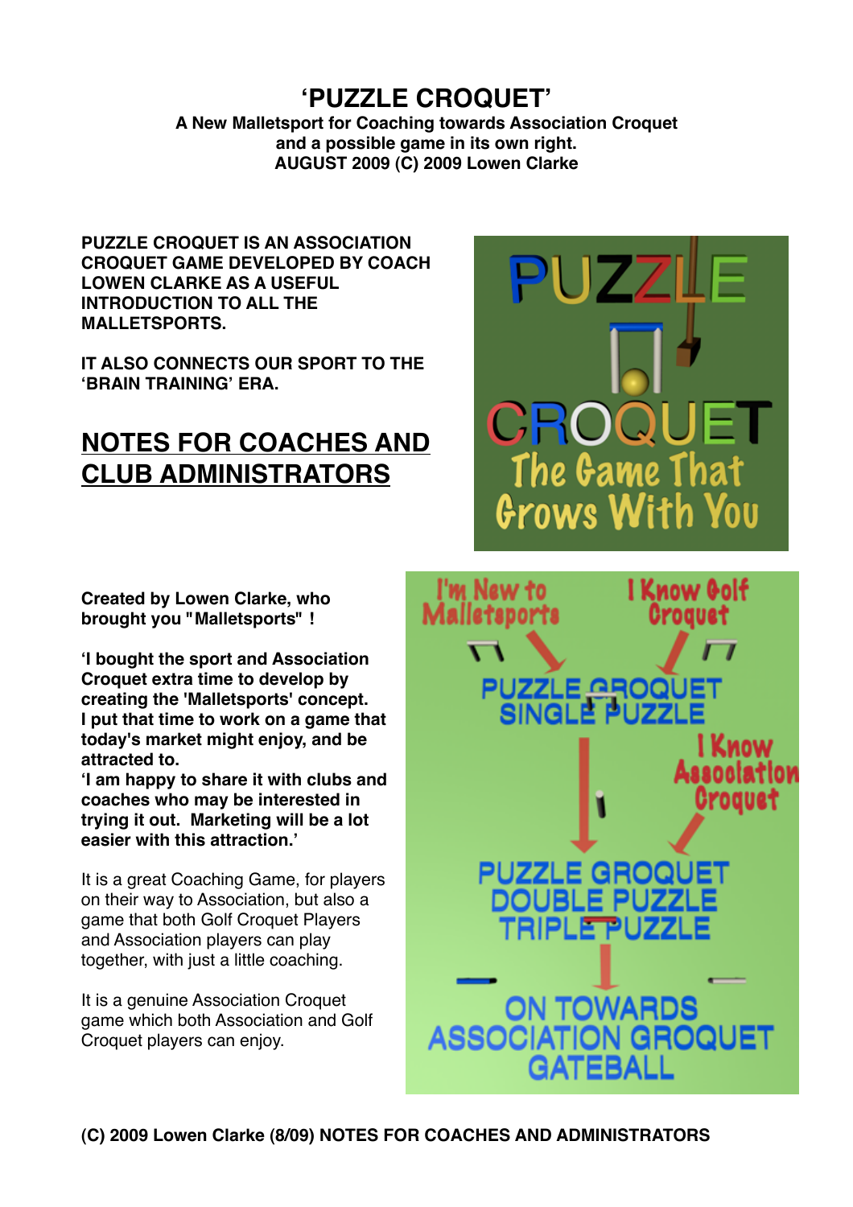# 'PUZZLE CROQUET'

**A New Malletsport for Coaching towards Association Croquet and a possible game in its own right.**
**AUGUST 2009 (C) 2009 Lowen Clarke**

**PUZZLE CROQUET IS AN ASSOCIATION CROQUET GAME DEVELOPED BY COACH LOWEN CLARKE AS A USEFUL INTRODUCTION TO ALL THE MALLETSPORTS.**

**IT ALSO CONNECTS OUR SPORT TO THE 'BRAIN TRAINING' ERA.**

## NOTES FOR COACHES AND CLUB ADMINISTRATORS

**Created by Lowen Clarke, who brought you "Malletsports" !**

**'I bought the sport and Association Croquet extra time to develop by creating the 'Malletsports' concept.**
**I put that time to work on a game that today's market might enjoy, and be attracted to.**
**'I am happy to share it with clubs and coaches who may be interested in trying it out. Marketing will be a lot easier with this attraction.'**

It is a great Coaching Game, for players on their way to Association, but also a game that both Golf Croquet Players and Association players can play together, with just a little coaching.

It is a genuine Association Croquet game which both Association and Golf Croquet players can enjoy.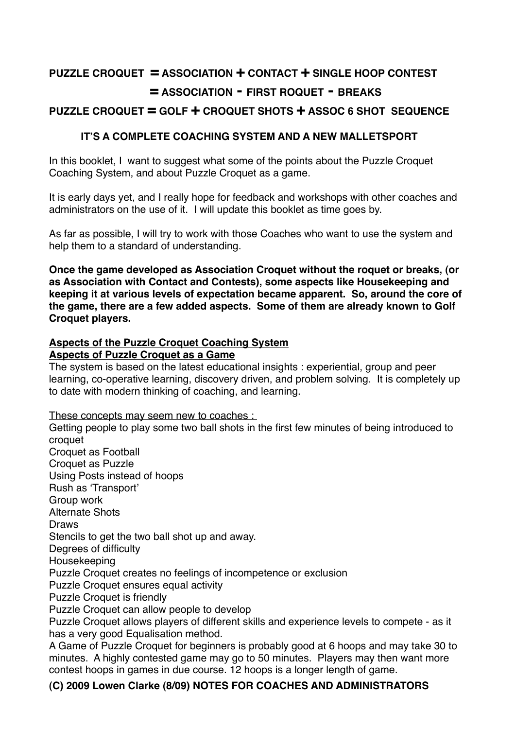**PUZZLE CROQUET = ASSOCIATION + CONTACT + SINGLE HOOP CONTEST**

**= ASSOCIATION - FIRST ROQUET - BREAKS**

**PUZZLE CROQUET = GOLF + CROQUET SHOTS + ASSOC 6 SHOT SEQUENCE**

**IT'S A COMPLETE COACHING SYSTEM AND A NEW MALLETSPORT**

In this booklet, I want to suggest what some of the points about the Puzzle Croquet Coaching System, and about Puzzle Croquet as a game.

It is early days yet, and I really hope for feedback and workshops with other coaches and administrators on the use of it. I will update this booklet as time goes by.

As far as possible, I will try to work with those Coaches who want to use the system and help them to a standard of understanding.

**Once the game developed as Association Croquet without the roquet or breaks, (or as Association with Contact and Contests), some aspects like Housekeeping and keeping it at various levels of expectation became apparent. So, around the core of the game, there are a few added aspects. Some of them are already known to Golf Croquet players.**

**<u>Aspects of the Puzzle Croquet Coaching System</u>**
**<u>Aspects of Puzzle Croquet as a Game</u>**

The system is based on the latest educational insights : experiential, group and peer learning, co-operative learning, discovery driven, and problem solving. It is completely up to date with modern thinking of coaching, and learning.

<u>These concepts may seem new to coaches :</u>

Getting people to play some two ball shots in the first few minutes of being introduced to croquet
Croquet as Football
Croquet as Puzzle
Using Posts instead of hoops
Rush as 'Transport'
Group work
Alternate Shots
Draws
Stencils to get the two ball shot up and away.
Degrees of difficulty
Housekeeping
Puzzle Croquet creates no feelings of incompetence or exclusion
Puzzle Croquet ensures equal activity
Puzzle Croquet is friendly
Puzzle Croquet can allow people to develop
Puzzle Croquet allows players of different skills and experience levels to compete - as it has a very good Equalisation method.
A Game of Puzzle Croquet for beginners is probably good at 6 hoops and may take 30 to minutes. A highly contested game may go to 50 minutes. Players may then want more contest hoops in games in due course. 12 hoops is a longer length of game.

**(C) 2009 Lowen Clarke (8/09) NOTES FOR COACHES AND ADMINISTRATORS**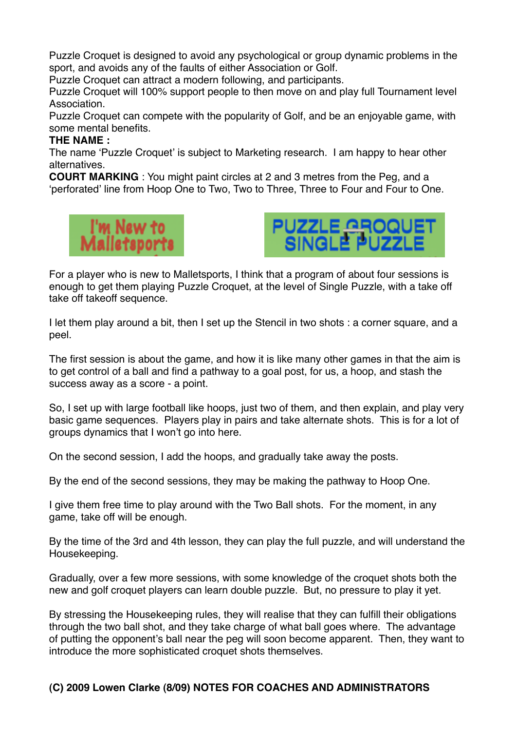Puzzle Croquet is designed to avoid any psychological or group dynamic problems in the sport, and avoids any of the faults of either Association or Golf.
Puzzle Croquet can attract a modern following, and participants.
Puzzle Croquet will 100% support people to then move on and play full Tournament level Association.
Puzzle Croquet can compete with the popularity of Golf, and be an enjoyable game, with some mental benefits.

**THE NAME :**

The name 'Puzzle Croquet' is subject to Marketing research. I am happy to hear other alternatives.

**COURT MARKING** : You might paint circles at 2 and 3 metres from the Peg, and a 'perforated' line from Hoop One to Two, Two to Three, Three to Four and Four to One.

I'm New to Malletsports

PUZZLE CROQUET SINGLE PUZZLE

For a player who is new to Malletsports, I think that a program of about four sessions is enough to get them playing Puzzle Croquet, at the level of Single Puzzle, with a take off take off takeoff sequence.

I let them play around a bit, then I set up the Stencil in two shots : a corner square, and a peel.

The first session is about the game, and how it is like many other games in that the aim is to get control of a ball and find a pathway to a goal post, for us, a hoop, and stash the success away as a score - a point.

So, I set up with large football like hoops, just two of them, and then explain, and play very basic game sequences. Players play in pairs and take alternate shots. This is for a lot of groups dynamics that I won't go into here.

On the second session, I add the hoops, and gradually take away the posts.

By the end of the second sessions, they may be making the pathway to Hoop One.

I give them free time to play around with the Two Ball shots. For the moment, in any game, take off will be enough.

By the time of the 3rd and 4th lesson, they can play the full puzzle, and will understand the Housekeeping.

Gradually, over a few more sessions, with some knowledge of the croquet shots both the new and golf croquet players can learn double puzzle. But, no pressure to play it yet.

By stressing the Housekeeping rules, they will realise that they can fulfill their obligations through the two ball shot, and they take charge of what ball goes where. The advantage of putting the opponent's ball near the peg will soon become apparent. Then, they want to introduce the more sophisticated croquet shots themselves.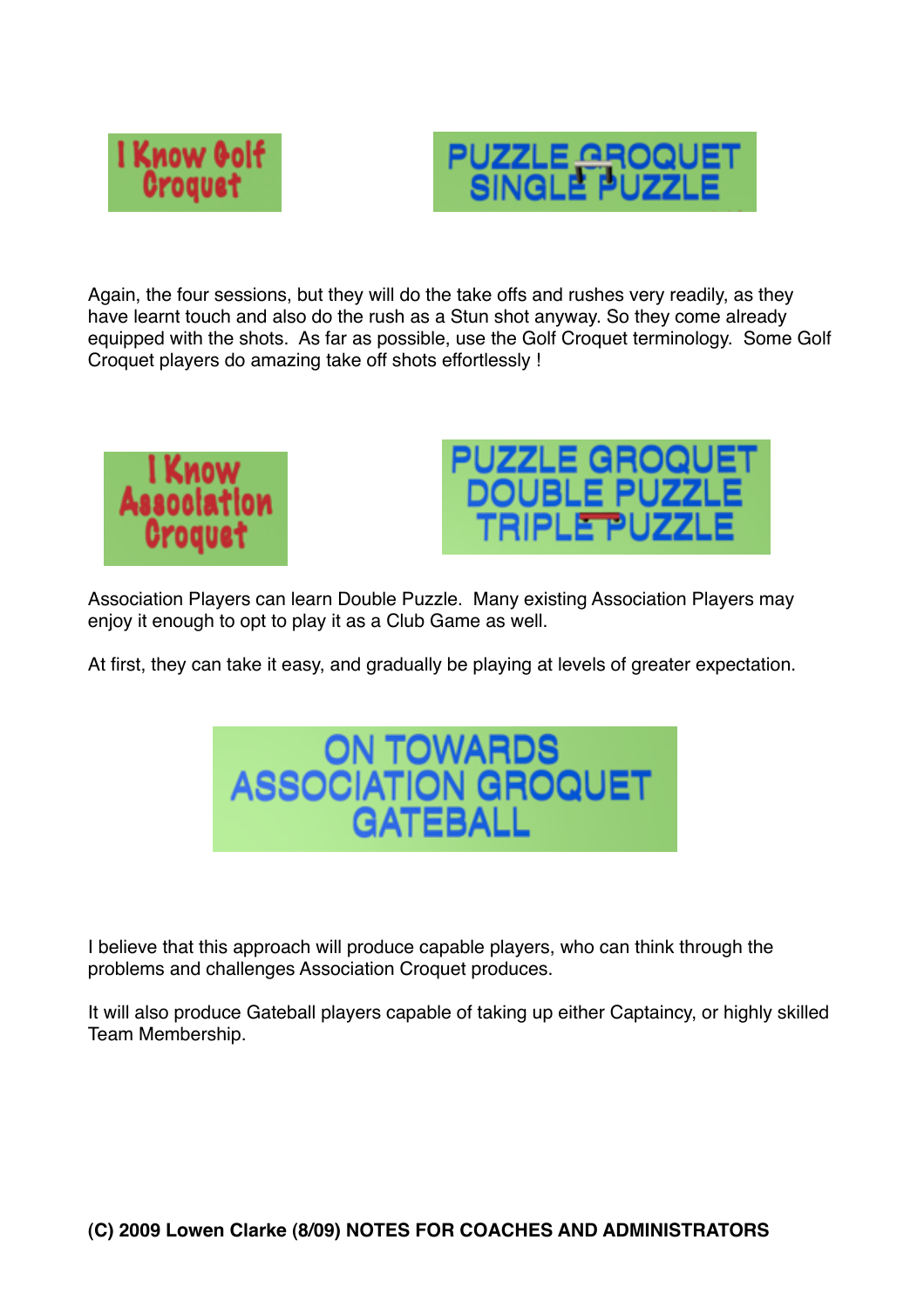**I Know Golf Croquet**

**PUZZLE CROQUET SINGLE PUZZLE**

Again, the four sessions, but they will do the take offs and rushes very readily, as they have learnt touch and also do the rush as a Stun shot anyway. So they come already equipped with the shots. As far as possible, use the Golf Croquet terminology. Some Golf Croquet players do amazing take off shots effortlessly !

**I Know Association Croquet**

**PUZZLE CROQUET DOUBLE PUZZLE TRIPLE PUZZLE**

Association Players can learn Double Puzzle. Many existing Association Players may enjoy it enough to opt to play it as a Club Game as well.

At first, they can take it easy, and gradually be playing at levels of greater expectation.

**ON TOWARDS ASSOCIATION CROQUET GATEBALL**

I believe that this approach will produce capable players, who can think through the problems and challenges Association Croquet produces.

It will also produce Gateball players capable of taking up either Captaincy, or highly skilled Team Membership.

**(C) 2009 Lowen Clarke (8/09) NOTES FOR COACHES AND ADMINISTRATORS**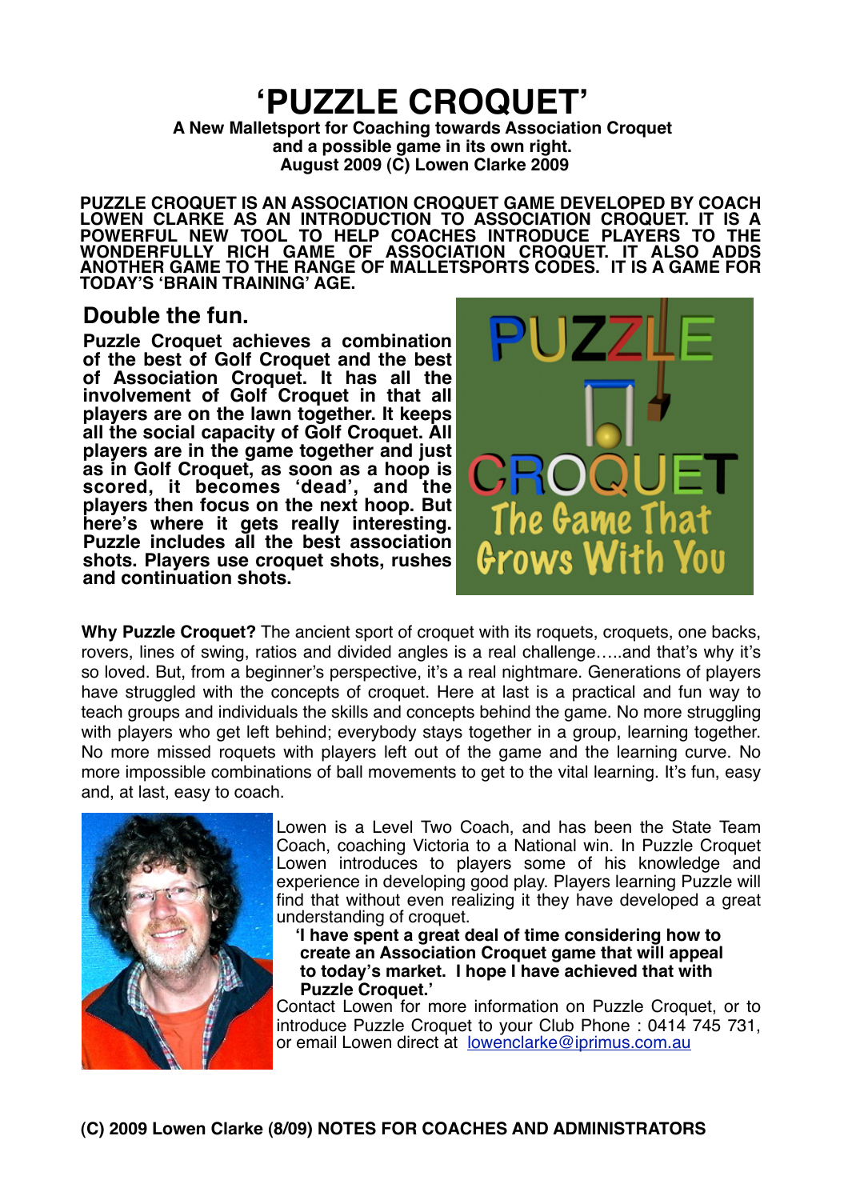# 'PUZZLE CROQUET'

**A New Malletsport for Coaching towards Association Croquet and a possible game in its own right. August 2009 (C) Lowen Clarke 2009**

**PUZZLE CROQUET IS AN ASSOCIATION CROQUET GAME DEVELOPED BY COACH LOWEN CLARKE AS AN INTRODUCTION TO ASSOCIATION CROQUET. IT IS A POWERFUL NEW TOOL TO HELP COACHES INTRODUCE PLAYERS TO THE WONDERFULLY RICH GAME OF ASSOCIATION CROQUET. IT ALSO ADDS ANOTHER GAME TO THE RANGE OF MALLETSPORTS CODES. IT IS A GAME FOR TODAY'S 'BRAIN TRAINING' AGE.**

## Double the fun.

**Puzzle Croquet achieves a combination of the best of Golf Croquet and the best of Association Croquet. It has all the involvement of Golf Croquet in that all players are on the lawn together. It keeps all the social capacity of Golf Croquet. All players are in the game together and just as in Golf Croquet, as soon as a hoop is scored, it becomes 'dead', and the players then focus on the next hoop. But here's where it gets really interesting. Puzzle includes all the best association shots. Players use croquet shots, rushes and continuation shots.**

PUZZLE CROQUET
The Game That Grows With You

**Why Puzzle Croquet?** The ancient sport of croquet with its roquets, croquets, one backs, rovers, lines of swing, ratios and divided angles is a real challenge…..and that's why it's so loved. But, from a beginner's perspective, it's a real nightmare. Generations of players have struggled with the concepts of croquet. Here at last is a practical and fun way to teach groups and individuals the skills and concepts behind the game. No more struggling with players who get left behind; everybody stays together in a group, learning together. No more missed roquets with players left out of the game and the learning curve. No more impossible combinations of ball movements to get to the vital learning. It's fun, easy and, at last, easy to coach.

Lowen is a Level Two Coach, and has been the State Team Coach, coaching Victoria to a National win. In Puzzle Croquet Lowen introduces to players some of his knowledge and experience in developing good play. Players learning Puzzle will find that without even realizing it they have developed a great understanding of croquet.

> **'I have spent a great deal of time considering how to create an Association Croquet game that will appeal to today's market. I hope I have achieved that with Puzzle Croquet.'**

Contact Lowen for more information on Puzzle Croquet, or to introduce Puzzle Croquet to your Club Phone : 0414 745 731, or email Lowen direct at lowenclarke@iprimus.com.au

**(C) 2009 Lowen Clarke (8/09) NOTES FOR COACHES AND ADMINISTRATORS**